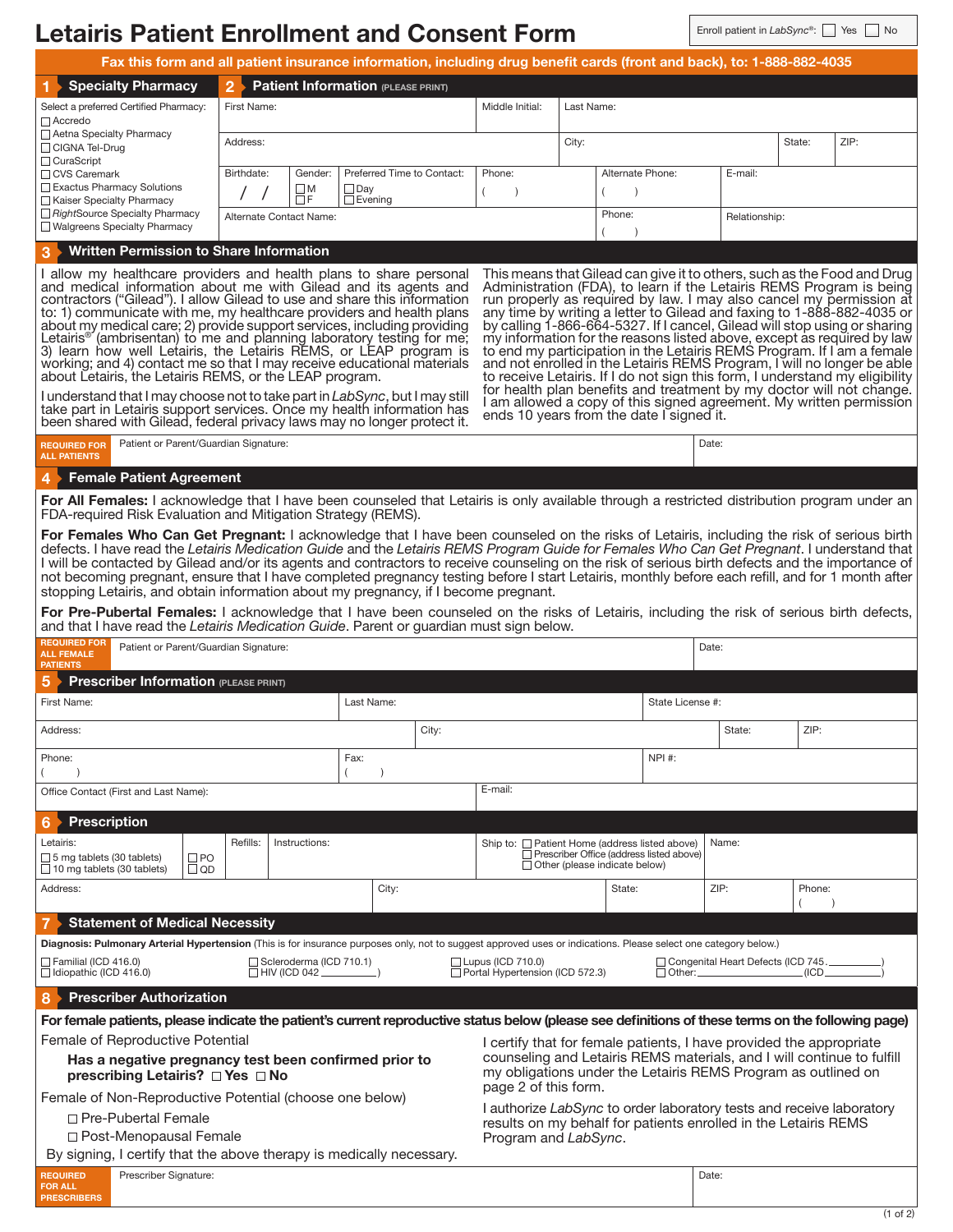# Letairis Patient Enrollment and Consent Form

Enroll patient in *LabSync*®: ☐ Yes ☐ No

**Fax this form and all patient insurance information, including drug benefit cards (front and back), to: 1-888-882-4035**

## 1 Specialty Pharmacy

Select a preferred Certified Pharmacy:

- ☐ Accredo
- ☐ Aetna Specialty Pharmacy
- ☐ CIGNA Tel-Drug
- ☐ CuraScript
- ☐ CVS Caremark
- ☐ Exactus Pharmacy Solutions
- ☐ Kaiser Specialty Pharmacy
- ☐ *Right*Source Specialty Pharmacy
- ☐ Walgreens Specialty Pharmacy

## 2 Patient Information (PLEASE PRINT)

| First Name: | | Middle Initial: | Last Name: | | |
|---|---|---|---|---|---|
| Address: | | | City: | State: | ZIP: |
| Birthdate: / / | Gender: ☐ M ☐ F | Preferred Time to Contact: ☐ Day ☐ Evening | Phone: ( ) | Alternate Phone: ( ) | E-mail: |
| Alternate Contact Name: | | | | Phone: ( ) | Relationship: |

## 3 Written Permission to Share Information

I allow my healthcare providers and health plans to share personal and medical information about me with Gilead and its agents and contractors ("Gilead"). I allow Gilead to use and share this information to: 1) communicate with me, my healthcare providers and health plans about my medical care; 2) provide support services, including providing Letairis® (ambrisentan) to me and planning laboratory testing for me; 3) learn how well Letairis, the Letairis REMS, or LEAP program is working; and 4) contact me so that I may receive educational materials about Letairis, the Letairis REMS, or the LEAP program.

I understand that I may choose not to take part in *LabSync*, but I may still take part in Letairis support services. Once my health information has been shared with Gilead, federal privacy laws may no longer protect it. This means that Gilead can give it to others, such as the Food and Drug Administration (FDA), to learn if the Letairis REMS Program is being run properly as required by law. I may also cancel my permission at any time by writing a letter to Gilead and faxing to 1-888-882-4035 or by calling 1-866-664-5327. If I cancel, Gilead will stop using or sharing my information for the reasons listed above, except as required by law to end my participation in the Letairis REMS Program. If I am a female and not enrolled in the Letairis REMS Program, I will no longer be able to receive Letairis. If I do not sign this form, I understand my eligibility for health plan benefits and treatment by my doctor will not change. I am allowed a copy of this signed agreement. My written permission ends 10 years from the date I signed it.

REQUIRED FOR ALL PATIENTS — Patient or Parent/Guardian Signature: ____________ Date: ____________

## 4 Female Patient Agreement

**For All Females:** I acknowledge that I have been counseled that Letairis is only available through a restricted distribution program under an FDA-required Risk Evaluation and Mitigation Strategy (REMS).

**For Females Who Can Get Pregnant:** I acknowledge that I have been counseled on the risks of Letairis, including the risk of serious birth defects. I have read the *Letairis Medication Guide* and the *Letairis REMS Program Guide for Females Who Can Get Pregnant*. I understand that I will be contacted by Gilead and/or its agents and contractors to receive counseling on the risk of serious birth defects and the importance of not becoming pregnant, ensure that I have completed pregnancy testing before I start Letairis, monthly before each refill, and for 1 month after stopping Letairis, and obtain information about my pregnancy, if I become pregnant.

**For Pre-Pubertal Females:** I acknowledge that I have been counseled on the risks of Letairis, including the risk of serious birth defects, and that I have read the *Letairis Medication Guide*. Parent or guardian must sign below.

REQUIRED FOR ALL FEMALE PATIENTS — Patient or Parent/Guardian Signature: ____________ Date: ____________

## 5 Prescriber Information (PLEASE PRINT)

| First Name: | | Last Name: | State License #: | | |
|---|---|---|---|---|---|
| Address: | | City: | | State: | ZIP: |
| Phone: ( ) | | Fax: ( ) | NPI #: | | |
| Office Contact (First and Last Name): | | E-mail: | | | |

## 6 Prescription

| Letairis: ☐ 5 mg tablets (30 tablets) ☐ 10 mg tablets (30 tablets) | ☐ PO ☐ QD | Refills: | Instructions: | Ship to: ☐ Patient Home (address listed above) ☐ Prescriber Office (address listed above) ☐ Other (please indicate below) | Name: |
|---|---|---|---|---|---|
| Address: | | City: | State: | ZIP: | Phone: ( ) |

## 7 Statement of Medical Necessity

**Diagnosis: Pulmonary Arterial Hypertension** (This is for insurance purposes only, not to suggest approved uses or indications. Please select one category below.)

- ☐ Familial (ICD 416.0)
- ☐ Idiopathic (ICD 416.0)
- ☐ Scleroderma (ICD 710.1)
- ☐ HIV (ICD 042 ________)
- ☐ Lupus (ICD 710.0)
- ☐ Portal Hypertension (ICD 572.3)
- ☐ Congenital Heart Defects (ICD 745.________)
- ☐ Other: ________________ (ICD________)

## 8 Prescriber Authorization

**For female patients, please indicate the patient's current reproductive status below (please see definitions of these terms on the following page)**

Female of Reproductive Potential

**Has a negative pregnancy test been confirmed prior to prescribing Letairis? ☐ Yes ☐ No**

Female of Non-Reproductive Potential (choose one below)

- ☐ Pre-Pubertal Female
- ☐ Post-Menopausal Female

By signing, I certify that the above therapy is medically necessary.

I certify that for female patients, I have provided the appropriate counseling and Letairis REMS materials, and I will continue to fulfill my obligations under the Letairis REMS Program as outlined on page 2 of this form.

I authorize *LabSync* to order laboratory tests and receive laboratory results on my behalf for patients enrolled in the Letairis REMS Program and *LabSync*.

REQUIRED FOR ALL PRESCRIBERS — Prescriber Signature: ____________ Date: ____________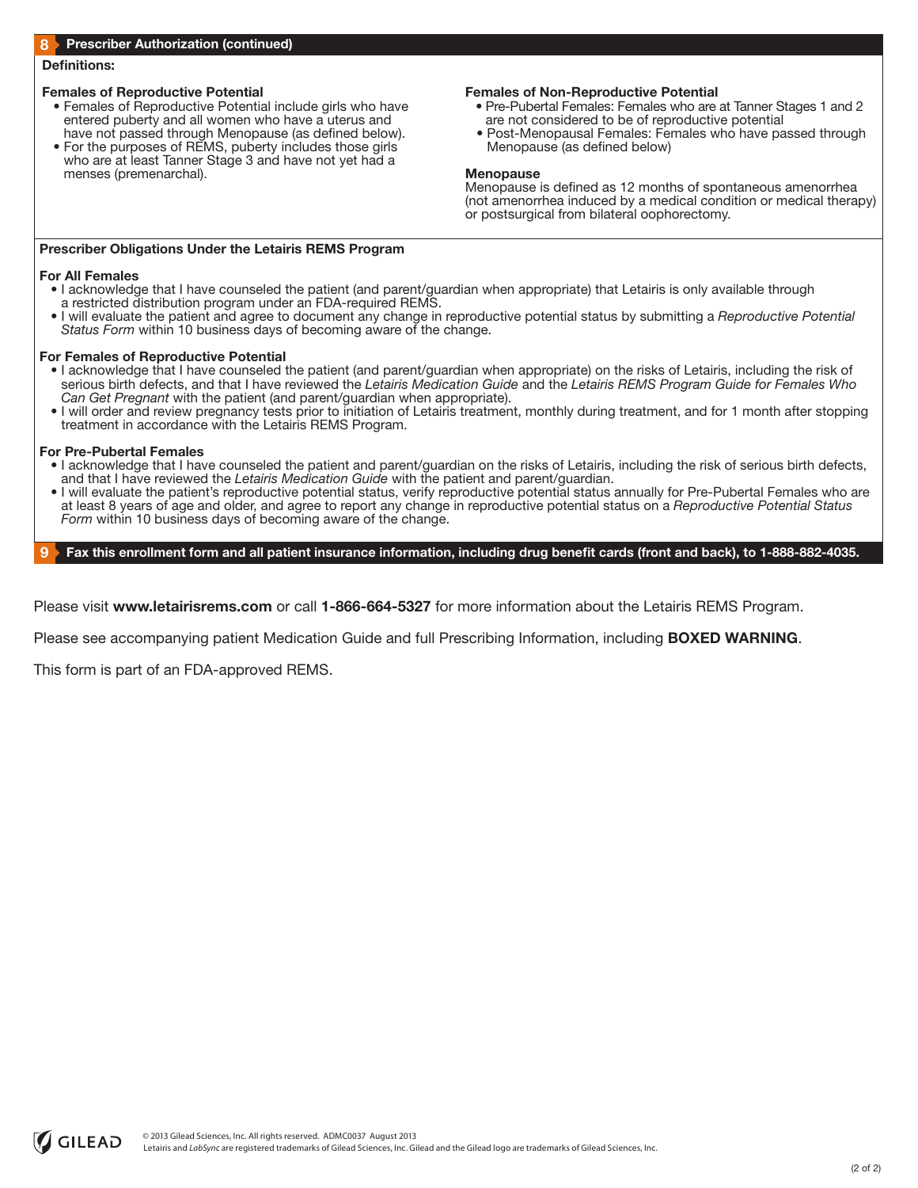## 8 Prescriber Authorization (continued)

**Definitions:**

**Females of Reproductive Potential**

- Females of Reproductive Potential include girls who have entered puberty and all women who have a uterus and have not passed through Menopause (as defined below).
- For the purposes of REMS, puberty includes those girls who are at least Tanner Stage 3 and have not yet had a menses (premenarchal).

**Females of Non-Reproductive Potential**

- Pre-Pubertal Females: Females who are at Tanner Stages 1 and 2 are not considered to be of reproductive potential
- Post-Menopausal Females: Females who have passed through Menopause (as defined below)

**Menopause**

Menopause is defined as 12 months of spontaneous amenorrhea (not amenorrhea induced by a medical condition or medical therapy) or postsurgical from bilateral oophorectomy.

**Prescriber Obligations Under the Letairis REMS Program**

**For All Females**

- I acknowledge that I have counseled the patient (and parent/guardian when appropriate) that Letairis is only available through a restricted distribution program under an FDA-required REMS.
- I will evaluate the patient and agree to document any change in reproductive potential status by submitting a *Reproductive Potential Status Form* within 10 business days of becoming aware of the change.

**For Females of Reproductive Potential**

- I acknowledge that I have counseled the patient (and parent/guardian when appropriate) on the risks of Letairis, including the risk of serious birth defects, and that I have reviewed the *Letairis Medication Guide* and the *Letairis REMS Program Guide for Females Who Can Get Pregnant* with the patient (and parent/guardian when appropriate).
- I will order and review pregnancy tests prior to initiation of Letairis treatment, monthly during treatment, and for 1 month after stopping treatment in accordance with the Letairis REMS Program.

**For Pre-Pubertal Females**

- I acknowledge that I have counseled the patient and parent/guardian on the risks of Letairis, including the risk of serious birth defects, and that I have reviewed the *Letairis Medication Guide* with the patient and parent/guardian.
- I will evaluate the patient's reproductive potential status, verify reproductive potential status annually for Pre-Pubertal Females who are at least 8 years of age and older, and agree to report any change in reproductive potential status on a *Reproductive Potential Status Form* within 10 business days of becoming aware of the change.

## 9 Fax this enrollment form and all patient insurance information, including drug benefit cards (front and back), to 1-888-882-4035.

Please visit **www.letairisrems.com** or call **1-866-664-5327** for more information about the Letairis REMS Program.

Please see accompanying patient Medication Guide and full Prescribing Information, including **BOXED WARNING**.

This form is part of an FDA-approved REMS.

GILEAD

© 2013 Gilead Sciences, Inc. All rights reserved. ADMC0037 August 2013
Letairis and *LabSync* are registered trademarks of Gilead Sciences, Inc. Gilead and the Gilead logo are trademarks of Gilead Sciences, Inc.